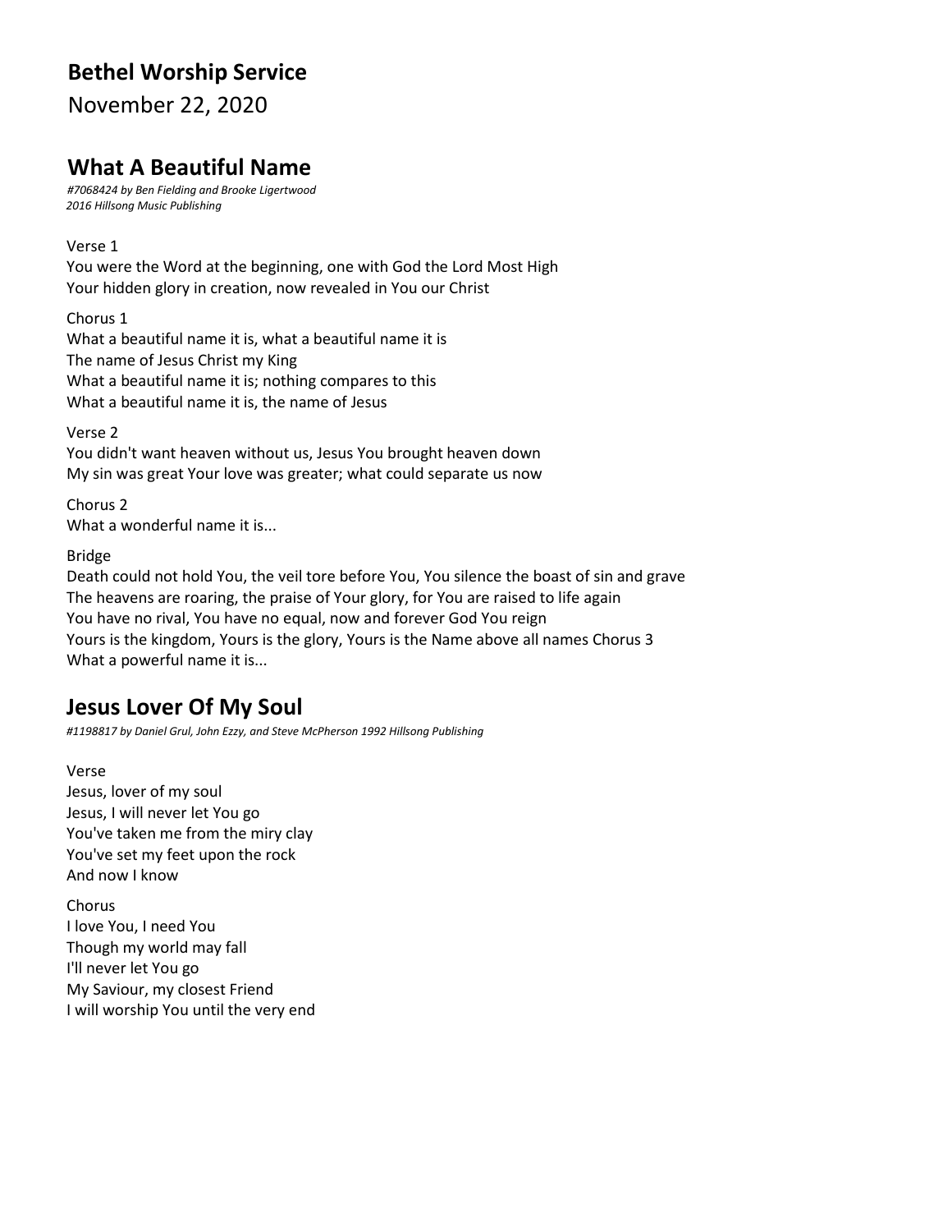# Bethel Worship Service

November 22, 2020

## What A Beautiful Name

*#7068424 by Ben Fielding and Brooke Ligertwood*
*2016 Hillsong Music Publishing*

Verse 1
You were the Word at the beginning, one with God the Lord Most High
Your hidden glory in creation, now revealed in You our Christ

Chorus 1
What a beautiful name it is, what a beautiful name it is
The name of Jesus Christ my King
What a beautiful name it is; nothing compares to this
What a beautiful name it is, the name of Jesus

Verse 2
You didn't want heaven without us, Jesus You brought heaven down
My sin was great Your love was greater; what could separate us now

Chorus 2
What a wonderful name it is...

Bridge
Death could not hold You, the veil tore before You, You silence the boast of sin and grave
The heavens are roaring, the praise of Your glory, for You are raised to life again
You have no rival, You have no equal, now and forever God You reign
Yours is the kingdom, Yours is the glory, Yours is the Name above all names Chorus 3
What a powerful name it is...

## Jesus Lover Of My Soul

*#1198817 by Daniel Grul, John Ezzy, and Steve McPherson 1992 Hillsong Publishing*

Verse
Jesus, lover of my soul
Jesus, I will never let You go
You've taken me from the miry clay
You've set my feet upon the rock
And now I know

Chorus
I love You, I need You
Though my world may fall
I'll never let You go
My Saviour, my closest Friend
I will worship You until the very end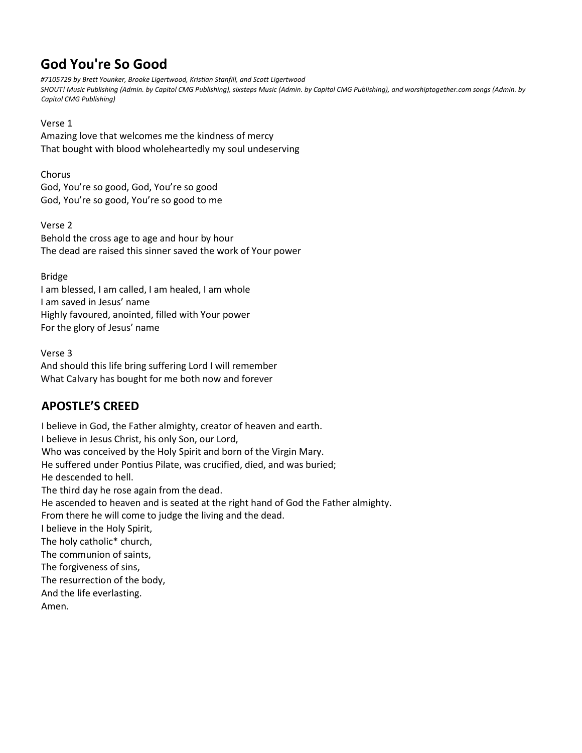## God You're So Good

*#7105729 by Brett Younker, Brooke Ligertwood, Kristian Stanfill, and Scott Ligertwood*
*SHOUT! Music Publishing (Admin. by Capitol CMG Publishing), sixsteps Music (Admin. by Capitol CMG Publishing), and worshiptogether.com songs (Admin. by Capitol CMG Publishing)*

Verse 1
Amazing love that welcomes me the kindness of mercy
That bought with blood wholeheartedly my soul undeserving

Chorus
God, You're so good, God, You're so good
God, You're so good, You're so good to me

Verse 2
Behold the cross age to age and hour by hour
The dead are raised this sinner saved the work of Your power

Bridge
I am blessed, I am called, I am healed, I am whole
I am saved in Jesus' name
Highly favoured, anointed, filled with Your power
For the glory of Jesus' name

Verse 3
And should this life bring suffering Lord I will remember
What Calvary has bought for me both now and forever

## APOSTLE'S CREED

I believe in God, the Father almighty, creator of heaven and earth.
I believe in Jesus Christ, his only Son, our Lord,
Who was conceived by the Holy Spirit and born of the Virgin Mary.
He suffered under Pontius Pilate, was crucified, died, and was buried;
He descended to hell.
The third day he rose again from the dead.
He ascended to heaven and is seated at the right hand of God the Father almighty.
From there he will come to judge the living and the dead.
I believe in the Holy Spirit,
The holy catholic* church,
The communion of saints,
The forgiveness of sins,
The resurrection of the body,
And the life everlasting.
Amen.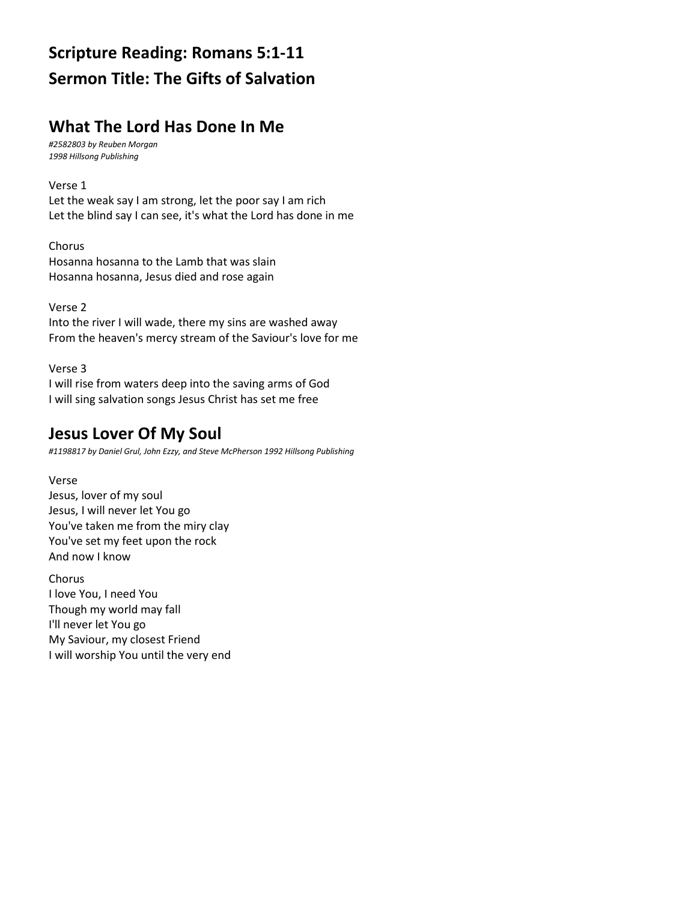# Scripture Reading: Romans 5:1-11

# Sermon Title: The Gifts of Salvation

## What The Lord Has Done In Me

*#2582803 by Reuben Morgan*
*1998 Hillsong Publishing*

Verse 1
Let the weak say I am strong, let the poor say I am rich
Let the blind say I can see, it's what the Lord has done in me

Chorus
Hosanna hosanna to the Lamb that was slain
Hosanna hosanna, Jesus died and rose again

Verse 2
Into the river I will wade, there my sins are washed away
From the heaven's mercy stream of the Saviour's love for me

Verse 3
I will rise from waters deep into the saving arms of God
I will sing salvation songs Jesus Christ has set me free

## Jesus Lover Of My Soul

*#1198817 by Daniel Grul, John Ezzy, and Steve McPherson 1992 Hillsong Publishing*

Verse
Jesus, lover of my soul
Jesus, I will never let You go
You've taken me from the miry clay
You've set my feet upon the rock
And now I know

Chorus
I love You, I need You
Though my world may fall
I'll never let You go
My Saviour, my closest Friend
I will worship You until the very end